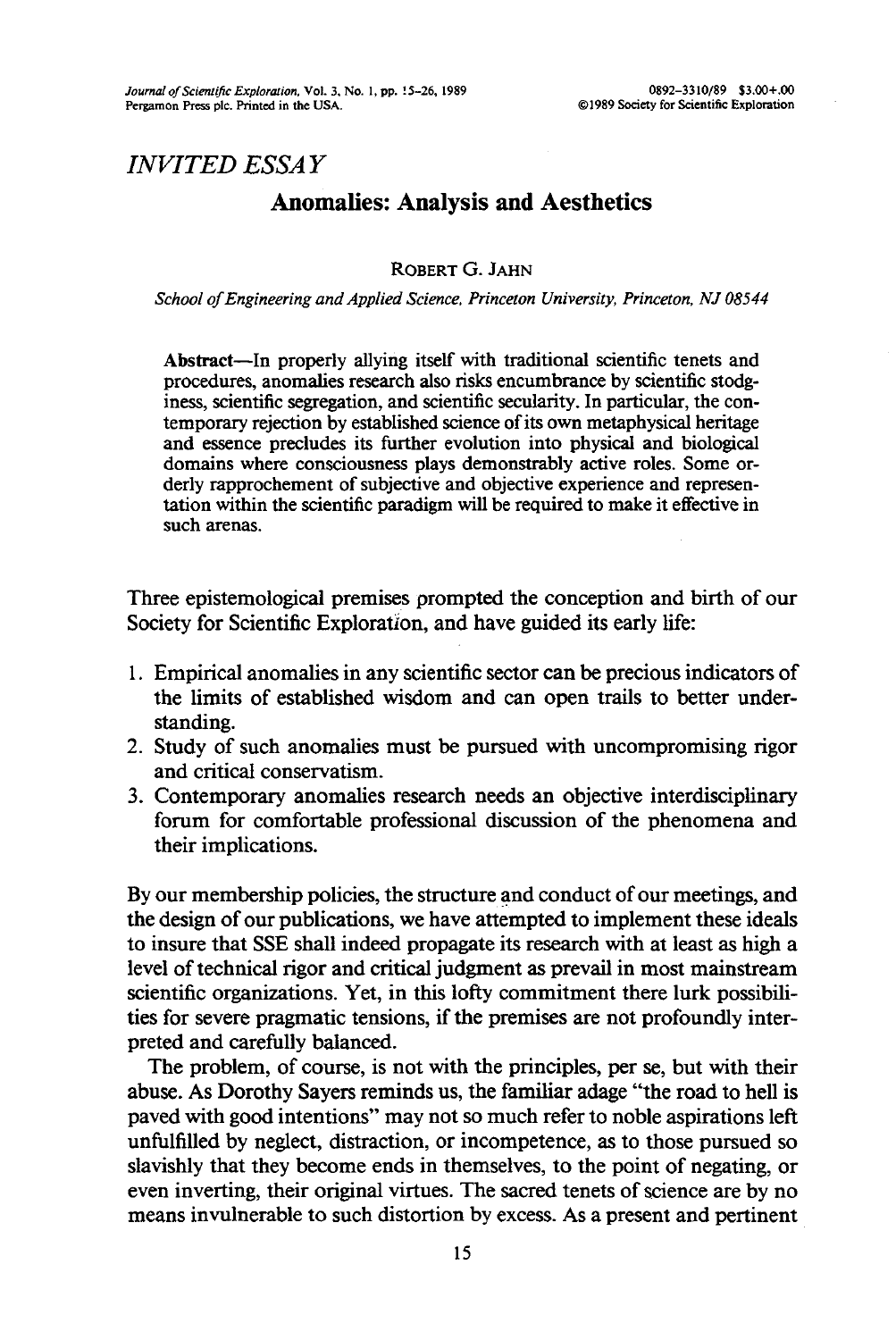## INVITED ESSAY

# Anomalies: Analysis and Aesthetics

ROBERT G. JAHN

*School of Engineering and Applied Science, Princeton University, Princeton, NJ 08544*

**Abstract**—In properly allying itself with traditional scientific tenets and procedures, anomalies research also risks encumbrance by scientific stodginess, scientific segregation, and scientific secularity. In particular, the contemporary rejection by established science of its own metaphysical heritage and essence precludes its further evolution into physical and biological domains where consciousness plays demonstrably active roles. Some orderly rapprochement of subjective and objective experience and representation within the scientific paradigm will be required to make it effective in such arenas.

Three epistemological premises prompted the conception and birth of our Society for Scientific Exploration, and have guided its early life:

1. Empirical anomalies in any scientific sector can be precious indicators of the limits of established wisdom and can open trails to better understanding.
2. Study of such anomalies must be pursued with uncompromising rigor and critical conservatism.
3. Contemporary anomalies research needs an objective interdisciplinary forum for comfortable professional discussion of the phenomena and their implications.

By our membership policies, the structure and conduct of our meetings, and the design of our publications, we have attempted to implement these ideals to insure that SSE shall indeed propagate its research with at least as high a level of technical rigor and critical judgment as prevail in most mainstream scientific organizations. Yet, in this lofty commitment there lurk possibilities for severe pragmatic tensions, if the premises are not profoundly interpreted and carefully balanced.

The problem, of course, is not with the principles, per se, but with their abuse. As Dorothy Sayers reminds us, the familiar adage "the road to hell is paved with good intentions" may not so much refer to noble aspirations left unfulfilled by neglect, distraction, or incompetence, as to those pursued so slavishly that they become ends in themselves, to the point of negating, or even inverting, their original virtues. The sacred tenets of science are by no means invulnerable to such distortion by excess. As a present and pertinent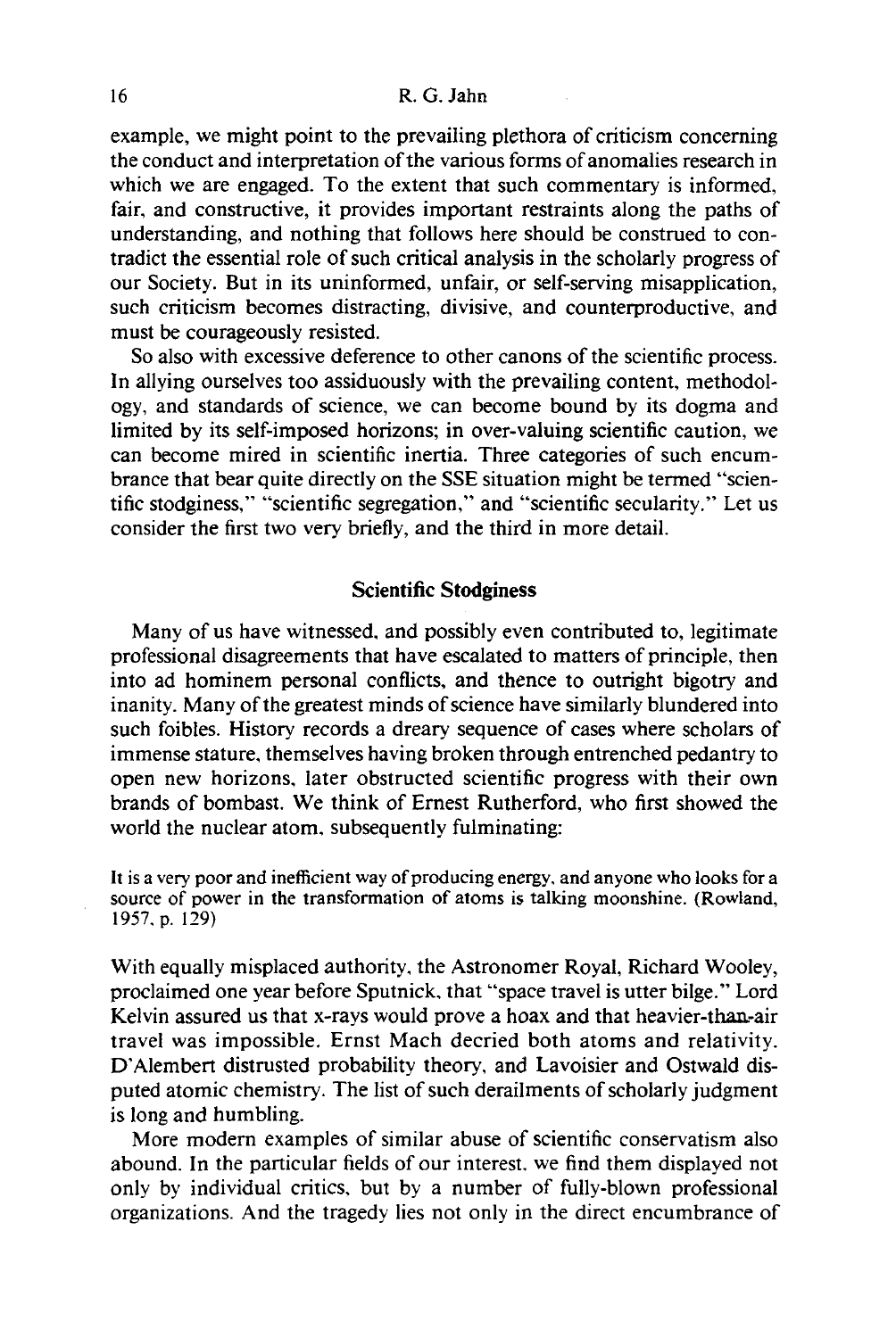example, we might point to the prevailing plethora of criticism concerning the conduct and interpretation of the various forms of anomalies research in which we are engaged. To the extent that such commentary is informed, fair, and constructive, it provides important restraints along the paths of understanding, and nothing that follows here should be construed to contradict the essential role of such critical analysis in the scholarly progress of our Society. But in its uninformed, unfair, or self-serving misapplication, such criticism becomes distracting, divisive, and counterproductive, and must be courageously resisted.

So also with excessive deference to other canons of the scientific process. In allying ourselves too assiduously with the prevailing content, methodology, and standards of science, we can become bound by its dogma and limited by its self-imposed horizons; in over-valuing scientific caution, we can become mired in scientific inertia. Three categories of such encumbrance that bear quite directly on the SSE situation might be termed "scientific stodginess," "scientific segregation," and "scientific secularity." Let us consider the first two very briefly, and the third in more detail.

## Scientific Stodginess

Many of us have witnessed, and possibly even contributed to, legitimate professional disagreements that have escalated to matters of principle, then into ad hominem personal conflicts, and thence to outright bigotry and inanity. Many of the greatest minds of science have similarly blundered into such foibles. History records a dreary sequence of cases where scholars of immense stature, themselves having broken through entrenched pedantry to open new horizons, later obstructed scientific progress with their own brands of bombast. We think of Ernest Rutherford, who first showed the world the nuclear atom, subsequently fulminating:

> It is a very poor and inefficient way of producing energy, and anyone who looks for a source of power in the transformation of atoms is talking moonshine. (Rowland, 1957, p. 129)

With equally misplaced authority, the Astronomer Royal, Richard Wooley, proclaimed one year before Sputnick, that "space travel is utter bilge." Lord Kelvin assured us that x-rays would prove a hoax and that heavier-than-air travel was impossible. Ernst Mach decried both atoms and relativity. D'Alembert distrusted probability theory, and Lavoisier and Ostwald disputed atomic chemistry. The list of such derailments of scholarly judgment is long and humbling.

More modern examples of similar abuse of scientific conservatism also abound. In the particular fields of our interest, we find them displayed not only by individual critics, but by a number of fully-blown professional organizations. And the tragedy lies not only in the direct encumbrance of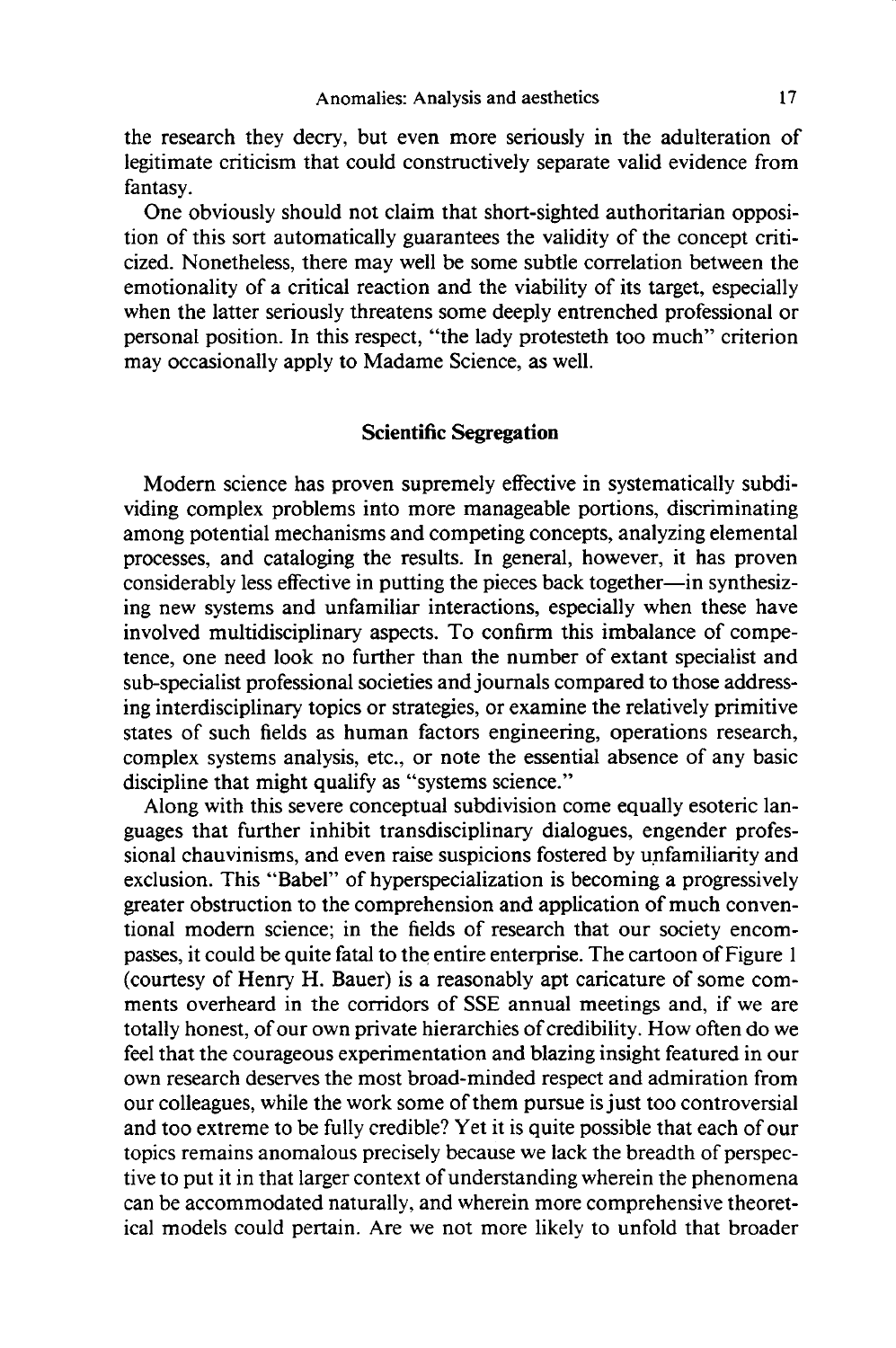the research they decry, but even more seriously in the adulteration of legitimate criticism that could constructively separate valid evidence from fantasy.

One obviously should not claim that short-sighted authoritarian opposition of this sort automatically guarantees the validity of the concept criticized. Nonetheless, there may well be some subtle correlation between the emotionality of a critical reaction and the viability of its target, especially when the latter seriously threatens some deeply entrenched professional or personal position. In this respect, "the lady protesteth too much" criterion may occasionally apply to Madame Science, as well.

## Scientific Segregation

Modern science has proven supremely effective in systematically subdividing complex problems into more manageable portions, discriminating among potential mechanisms and competing concepts, analyzing elemental processes, and cataloging the results. In general, however, it has proven considerably less effective in putting the pieces back together—in synthesizing new systems and unfamiliar interactions, especially when these have involved multidisciplinary aspects. To confirm this imbalance of competence, one need look no further than the number of extant specialist and sub-specialist professional societies and journals compared to those addressing interdisciplinary topics or strategies, or examine the relatively primitive states of such fields as human factors engineering, operations research, complex systems analysis, etc., or note the essential absence of any basic discipline that might qualify as "systems science."

Along with this severe conceptual subdivision come equally esoteric languages that further inhibit transdisciplinary dialogues, engender professional chauvinisms, and even raise suspicions fostered by unfamiliarity and exclusion. This "Babel" of hyperspecialization is becoming a progressively greater obstruction to the comprehension and application of much conventional modern science; in the fields of research that our society encompasses, it could be quite fatal to the entire enterprise. The cartoon of Figure 1 (courtesy of Henry H. Bauer) is a reasonably apt caricature of some comments overheard in the corridors of SSE annual meetings and, if we are totally honest, of our own private hierarchies of credibility. How often do we feel that the courageous experimentation and blazing insight featured in our own research deserves the most broad-minded respect and admiration from our colleagues, while the work some of them pursue is just too controversial and too extreme to be fully credible? Yet it is quite possible that each of our topics remains anomalous precisely because we lack the breadth of perspective to put it in that larger context of understanding wherein the phenomena can be accommodated naturally, and wherein more comprehensive theoretical models could pertain. Are we not more likely to unfold that broader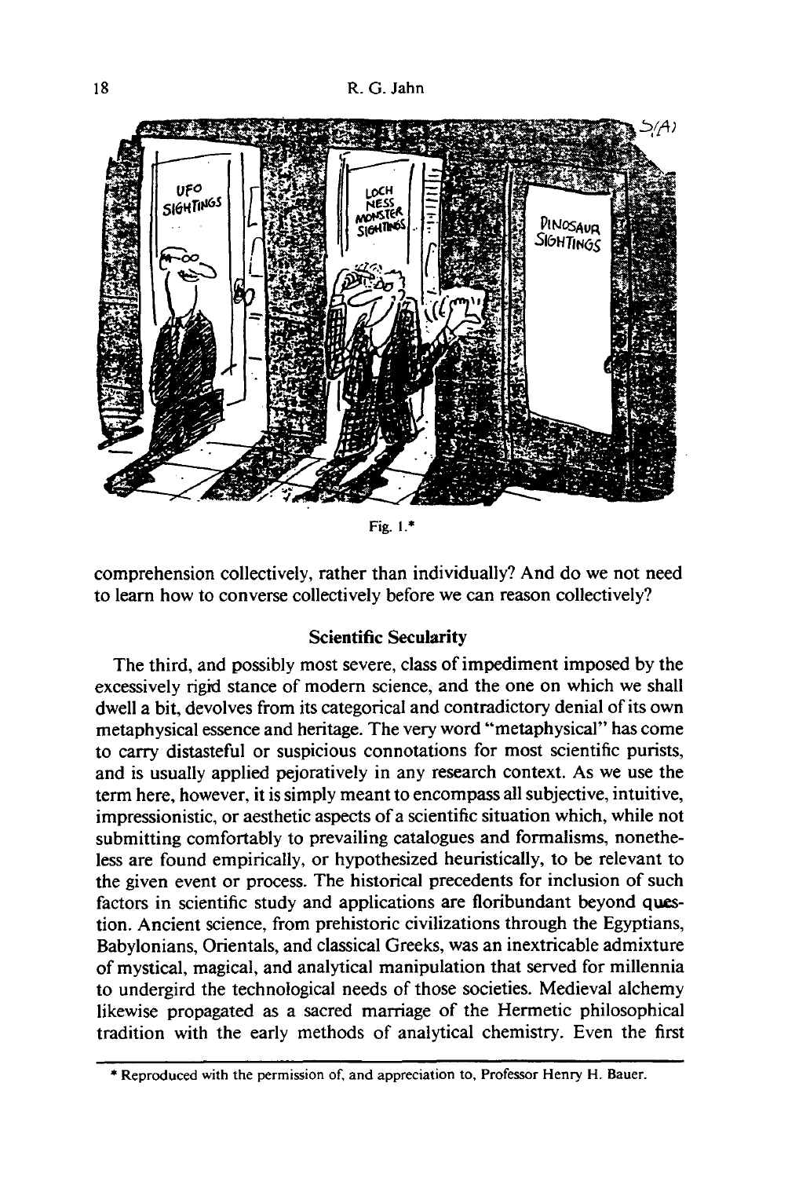Fig. 1.*

comprehension collectively, rather than individually? And do we not need to learn how to converse collectively before we can reason collectively?

### Scientific Secularity

The third, and possibly most severe, class of impediment imposed by the excessively rigid stance of modern science, and the one on which we shall dwell a bit, devolves from its categorical and contradictory denial of its own metaphysical essence and heritage. The very word "metaphysical" has come to carry distasteful or suspicious connotations for most scientific purists, and is usually applied pejoratively in any research context. As we use the term here, however, it is simply meant to encompass all subjective, intuitive, impressionistic, or aesthetic aspects of a scientific situation which, while not submitting comfortably to prevailing catalogues and formalisms, nonetheless are found empirically, or hypothesized heuristically, to be relevant to the given event or process. The historical precedents for inclusion of such factors in scientific study and applications are floribundant beyond question. Ancient science, from prehistoric civilizations through the Egyptians, Babylonians, Orientals, and classical Greeks, was an inextricable admixture of mystical, magical, and analytical manipulation that served for millennia to undergird the technological needs of those societies. Medieval alchemy likewise propagated as a sacred marriage of the Hermetic philosophical tradition with the early methods of analytical chemistry. Even the first

* Reproduced with the permission of, and appreciation to, Professor Henry H. Bauer.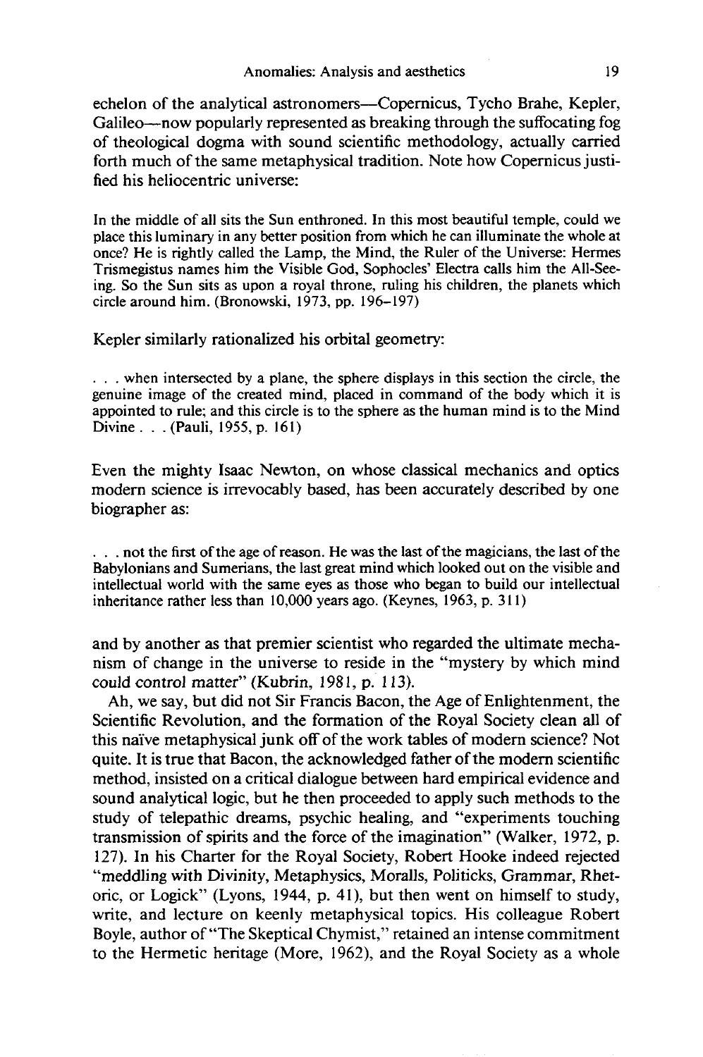echelon of the analytical astronomers—Copernicus, Tycho Brahe, Kepler, Galileo—now popularly represented as breaking through the suffocating fog of theological dogma with sound scientific methodology, actually carried forth much of the same metaphysical tradition. Note how Copernicus justified his heliocentric universe:

> In the middle of all sits the Sun enthroned. In this most beautiful temple, could we place this luminary in any better position from which he can illuminate the whole at once? He is rightly called the Lamp, the Mind, the Ruler of the Universe: Hermes Trismegistus names him the Visible God, Sophocles' Electra calls him the All-Seeing. So the Sun sits as upon a royal throne, ruling his children, the planets which circle around him. (Bronowski, 1973, pp. 196–197)

Kepler similarly rationalized his orbital geometry:

> . . . when intersected by a plane, the sphere displays in this section the circle, the genuine image of the created mind, placed in command of the body which it is appointed to rule; and this circle is to the sphere as the human mind is to the Mind Divine . . . (Pauli, 1955, p. 161)

Even the mighty Isaac Newton, on whose classical mechanics and optics modern science is irrevocably based, has been accurately described by one biographer as:

> . . . not the first of the age of reason. He was the last of the magicians, the last of the Babylonians and Sumerians, the last great mind which looked out on the visible and intellectual world with the same eyes as those who began to build our intellectual inheritance rather less than 10,000 years ago. (Keynes, 1963, p. 311)

and by another as that premier scientist who regarded the ultimate mechanism of change in the universe to reside in the "mystery by which mind could control matter" (Kubrin, 1981, p. 113).

Ah, we say, but did not Sir Francis Bacon, the Age of Enlightenment, the Scientific Revolution, and the formation of the Royal Society clean all of this naïve metaphysical junk off of the work tables of modern science? Not quite. It is true that Bacon, the acknowledged father of the modern scientific method, insisted on a critical dialogue between hard empirical evidence and sound analytical logic, but he then proceeded to apply such methods to the study of telepathic dreams, psychic healing, and "experiments touching transmission of spirits and the force of the imagination" (Walker, 1972, p. 127). In his Charter for the Royal Society, Robert Hooke indeed rejected "meddling with Divinity, Metaphysics, Moralls, Politicks, Grammar, Rhetoric, or Logick" (Lyons, 1944, p. 41), but then went on himself to study, write, and lecture on keenly metaphysical topics. His colleague Robert Boyle, author of "The Skeptical Chymist," retained an intense commitment to the Hermetic heritage (More, 1962), and the Royal Society as a whole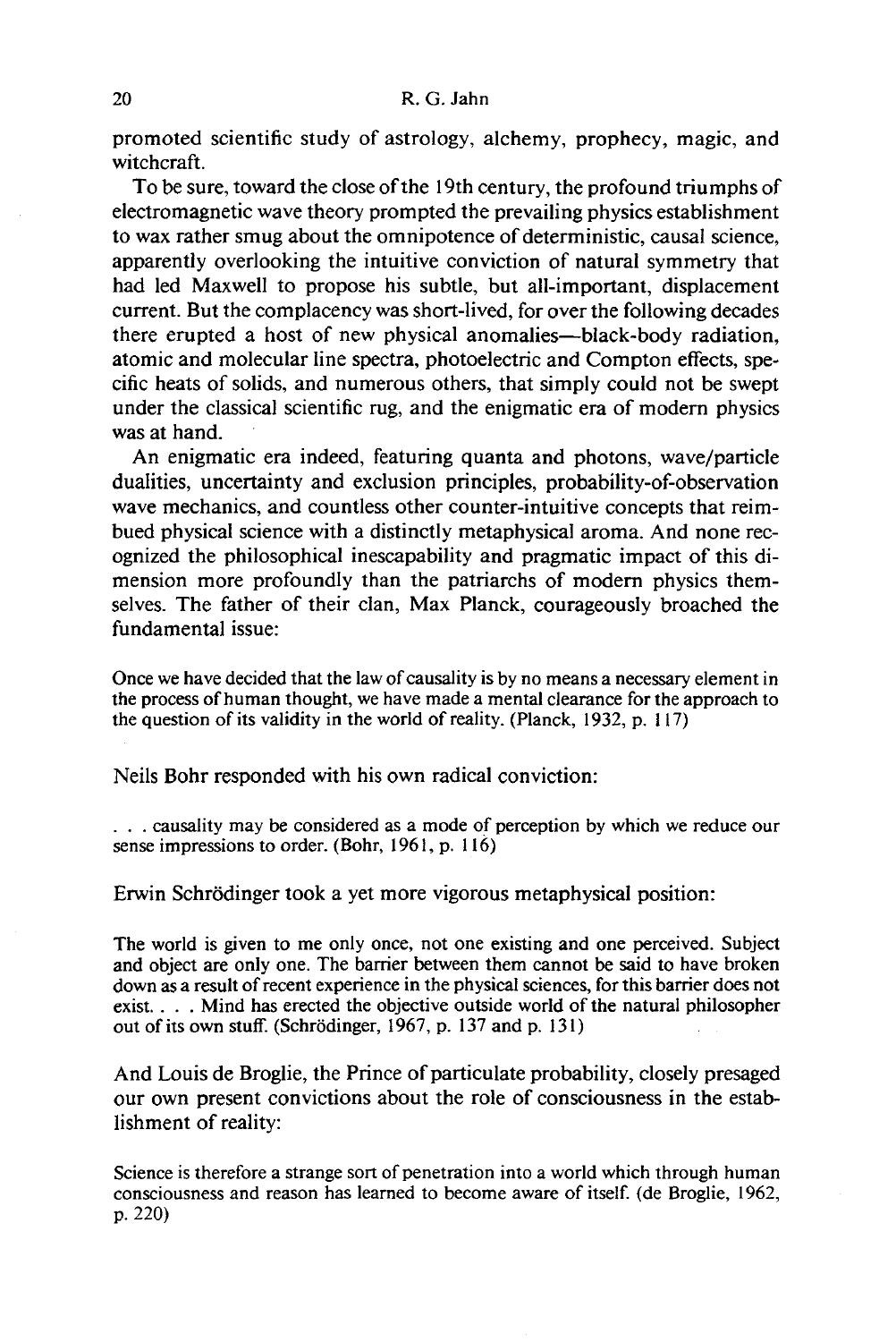promoted scientific study of astrology, alchemy, prophecy, magic, and witchcraft.

To be sure, toward the close of the 19th century, the profound triumphs of electromagnetic wave theory prompted the prevailing physics establishment to wax rather smug about the omnipotence of deterministic, causal science, apparently overlooking the intuitive conviction of natural symmetry that had led Maxwell to propose his subtle, but all-important, displacement current. But the complacency was short-lived, for over the following decades there erupted a host of new physical anomalies—black-body radiation, atomic and molecular line spectra, photoelectric and Compton effects, specific heats of solids, and numerous others, that simply could not be swept under the classical scientific rug, and the enigmatic era of modern physics was at hand.

An enigmatic era indeed, featuring quanta and photons, wave/particle dualities, uncertainty and exclusion principles, probability-of-observation wave mechanics, and countless other counter-intuitive concepts that reimbued physical science with a distinctly metaphysical aroma. And none recognized the philosophical inescapability and pragmatic impact of this dimension more profoundly than the patriarchs of modern physics themselves. The father of their clan, Max Planck, courageously broached the fundamental issue:

> Once we have decided that the law of causality is by no means a necessary element in the process of human thought, we have made a mental clearance for the approach to the question of its validity in the world of reality. (Planck, 1932, p. 117)

Neils Bohr responded with his own radical conviction:

> . . . causality may be considered as a mode of perception by which we reduce our sense impressions to order. (Bohr, 1961, p. 116)

Erwin Schrödinger took a yet more vigorous metaphysical position:

> The world is given to me only once, not one existing and one perceived. Subject and object are only one. The barrier between them cannot be said to have broken down as a result of recent experience in the physical sciences, for this barrier does not exist. . . . Mind has erected the objective outside world of the natural philosopher out of its own stuff. (Schrödinger, 1967, p. 137 and p. 131)

And Louis de Broglie, the Prince of particulate probability, closely presaged our own present convictions about the role of consciousness in the establishment of reality:

> Science is therefore a strange sort of penetration into a world which through human consciousness and reason has learned to become aware of itself. (de Broglie, 1962, p. 220)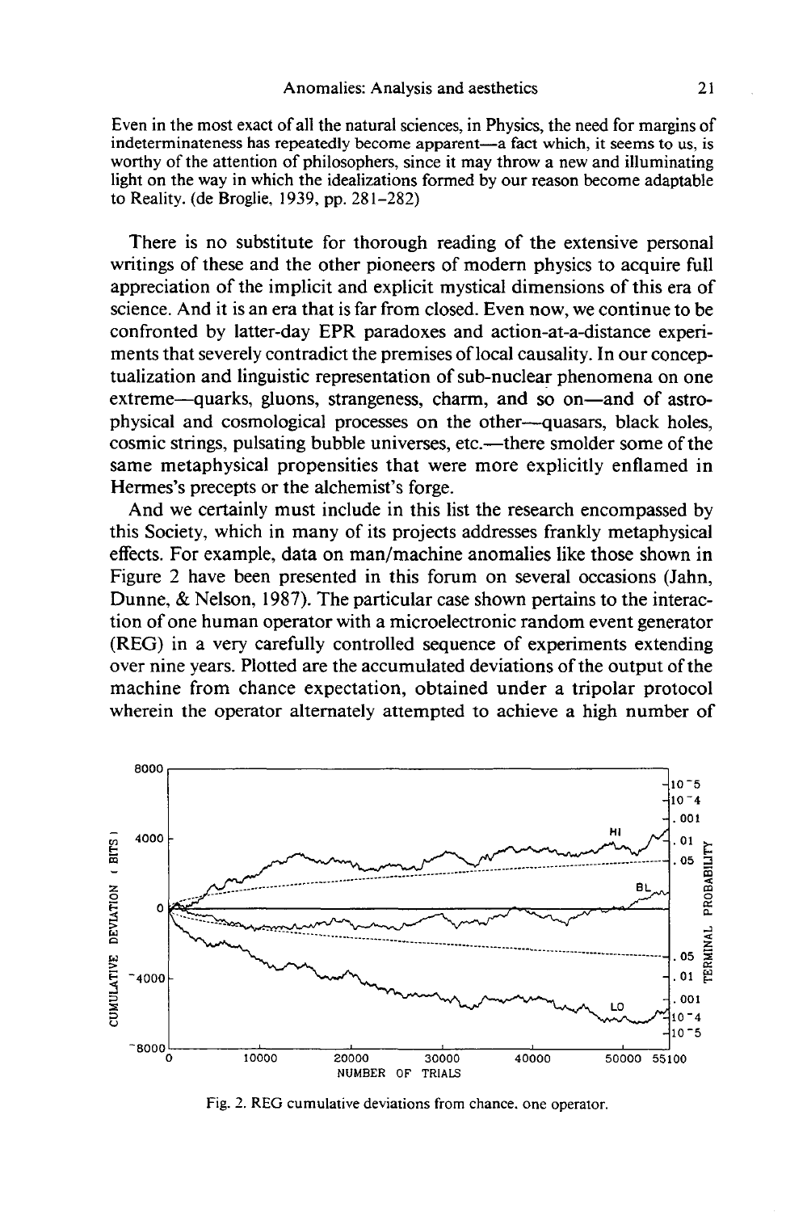Even in the most exact of all the natural sciences, in Physics, the need for margins of indeterminateness has repeatedly become apparent—a fact which, it seems to us, is worthy of the attention of philosophers, since it may throw a new and illuminating light on the way in which the idealizations formed by our reason become adaptable to Reality. (de Broglie, 1939, pp. 281–282)

There is no substitute for thorough reading of the extensive personal writings of these and the other pioneers of modern physics to acquire full appreciation of the implicit and explicit mystical dimensions of this era of science. And it is an era that is far from closed. Even now, we continue to be confronted by latter-day EPR paradoxes and action-at-a-distance experiments that severely contradict the premises of local causality. In our conceptualization and linguistic representation of sub-nuclear phenomena on one extreme—quarks, gluons, strangeness, charm, and so on—and of astrophysical and cosmological processes on the other—quasars, black holes, cosmic strings, pulsating bubble universes, etc.—there smolder some of the same metaphysical propensities that were more explicitly enflamed in Hermes's precepts or the alchemist's forge.

And we certainly must include in this list the research encompassed by this Society, which in many of its projects addresses frankly metaphysical effects. For example, data on man/machine anomalies like those shown in Figure 2 have been presented in this forum on several occasions (Jahn, Dunne, & Nelson, 1987). The particular case shown pertains to the interaction of one human operator with a microelectronic random event generator (REG) in a very carefully controlled sequence of experiments extending over nine years. Plotted are the accumulated deviations of the output of the machine from chance expectation, obtained under a tripolar protocol wherein the operator alternately attempted to achieve a high number of

Fig. 2. REG cumulative deviations from chance, one operator.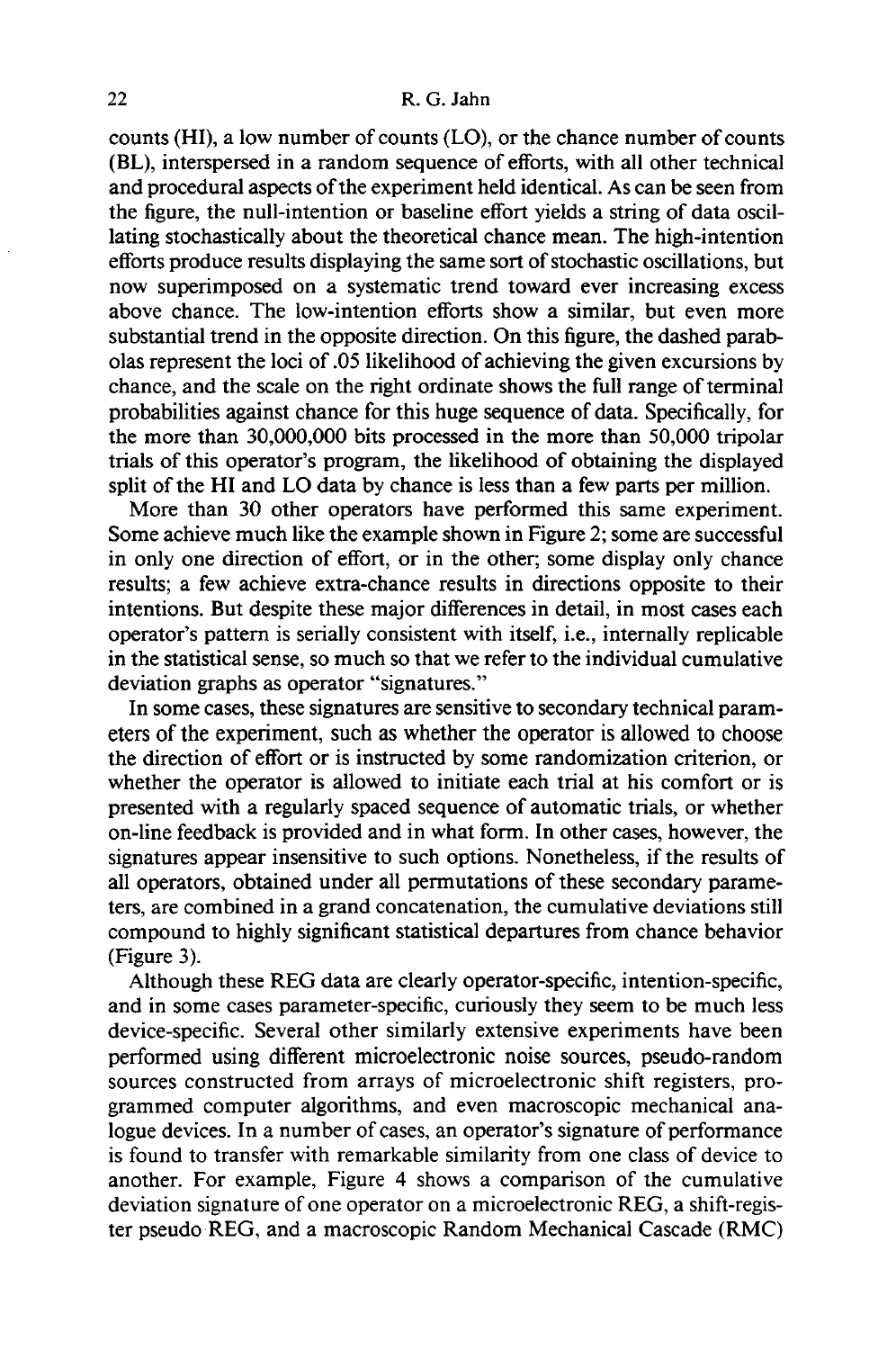counts (HI), a low number of counts (LO), or the chance number of counts (BL), interspersed in a random sequence of efforts, with all other technical and procedural aspects of the experiment held identical. As can be seen from the figure, the null-intention or baseline effort yields a string of data oscillating stochastically about the theoretical chance mean. The high-intention efforts produce results displaying the same sort of stochastic oscillations, but now superimposed on a systematic trend toward ever increasing excess above chance. The low-intention efforts show a similar, but even more substantial trend in the opposite direction. On this figure, the dashed parabolas represent the loci of .05 likelihood of achieving the given excursions by chance, and the scale on the right ordinate shows the full range of terminal probabilities against chance for this huge sequence of data. Specifically, for the more than 30,000,000 bits processed in the more than 50,000 tripolar trials of this operator's program, the likelihood of obtaining the displayed split of the HI and LO data by chance is less than a few parts per million.

More than 30 other operators have performed this same experiment. Some achieve much like the example shown in Figure 2; some are successful in only one direction of effort, or in the other; some display only chance results; a few achieve extra-chance results in directions opposite to their intentions. But despite these major differences in detail, in most cases each operator's pattern is serially consistent with itself, i.e., internally replicable in the statistical sense, so much so that we refer to the individual cumulative deviation graphs as operator "signatures."

In some cases, these signatures are sensitive to secondary technical parameters of the experiment, such as whether the operator is allowed to choose the direction of effort or is instructed by some randomization criterion, or whether the operator is allowed to initiate each trial at his comfort or is presented with a regularly spaced sequence of automatic trials, or whether on-line feedback is provided and in what form. In other cases, however, the signatures appear insensitive to such options. Nonetheless, if the results of all operators, obtained under all permutations of these secondary parameters, are combined in a grand concatenation, the cumulative deviations still compound to highly significant statistical departures from chance behavior (Figure 3).

Although these REG data are clearly operator-specific, intention-specific, and in some cases parameter-specific, curiously they seem to be much less device-specific. Several other similarly extensive experiments have been performed using different microelectronic noise sources, pseudo-random sources constructed from arrays of microelectronic shift registers, programmed computer algorithms, and even macroscopic mechanical analogue devices. In a number of cases, an operator's signature of performance is found to transfer with remarkable similarity from one class of device to another. For example, Figure 4 shows a comparison of the cumulative deviation signature of one operator on a microelectronic REG, a shift-register pseudo REG, and a macroscopic Random Mechanical Cascade (RMC)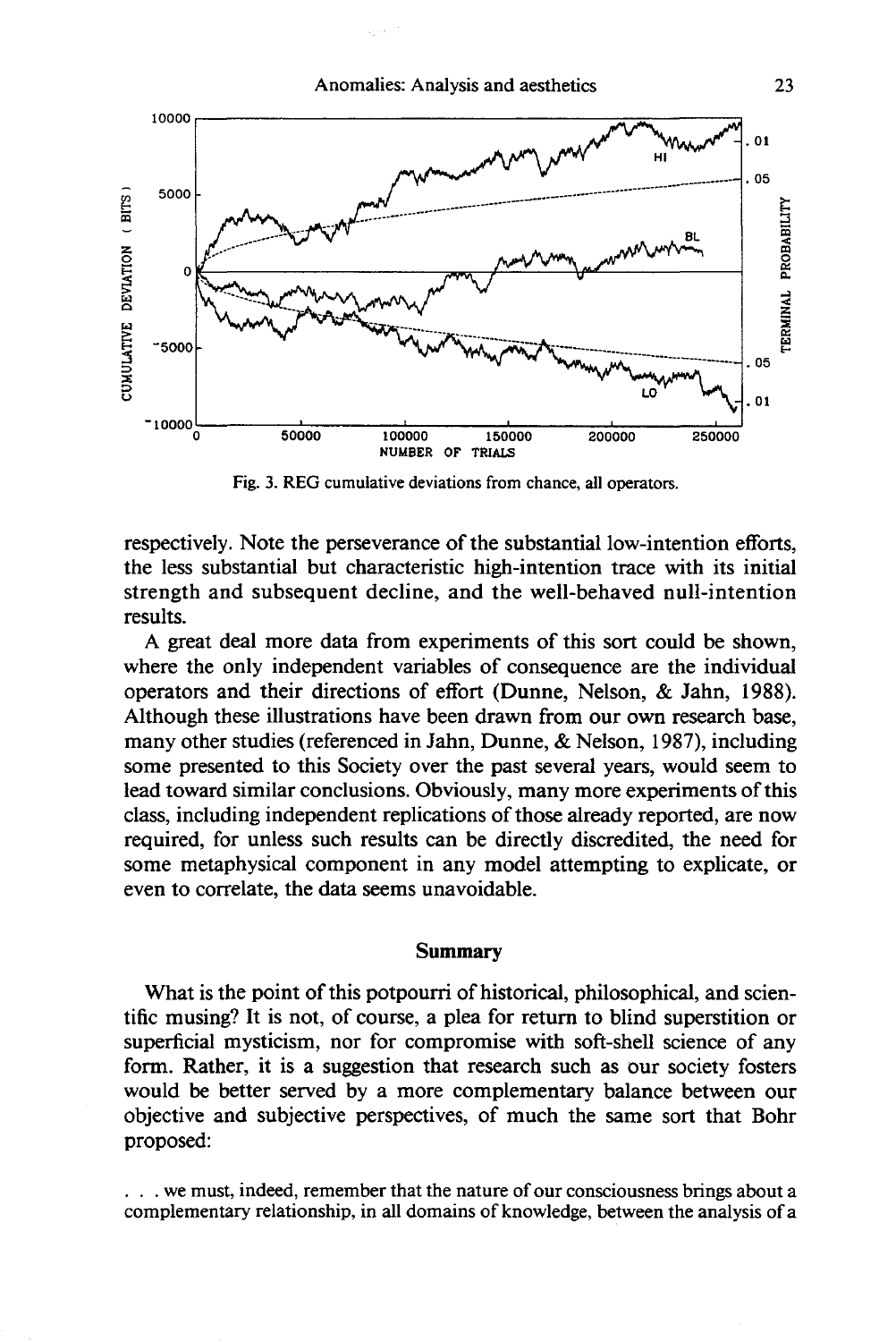Fig. 3. REG cumulative deviations from chance, all operators.

respectively. Note the perseverance of the substantial low-intention efforts, the less substantial but characteristic high-intention trace with its initial strength and subsequent decline, and the well-behaved null-intention results.

A great deal more data from experiments of this sort could be shown, where the only independent variables of consequence are the individual operators and their directions of effort (Dunne, Nelson, & Jahn, 1988). Although these illustrations have been drawn from our own research base, many other studies (referenced in Jahn, Dunne, & Nelson, 1987), including some presented to this Society over the past several years, would seem to lead toward similar conclusions. Obviously, many more experiments of this class, including independent replications of those already reported, are now required, for unless such results can be directly discredited, the need for some metaphysical component in any model attempting to explicate, or even to correlate, the data seems unavoidable.

## Summary

What is the point of this potpourri of historical, philosophical, and scientific musing? It is not, of course, a plea for return to blind superstition or superficial mysticism, nor for compromise with soft-shell science of any form. Rather, it is a suggestion that research such as our society fosters would be better served by a more complementary balance between our objective and subjective perspectives, of much the same sort that Bohr proposed:

> . . . we must, indeed, remember that the nature of our consciousness brings about a complementary relationship, in all domains of knowledge, between the analysis of a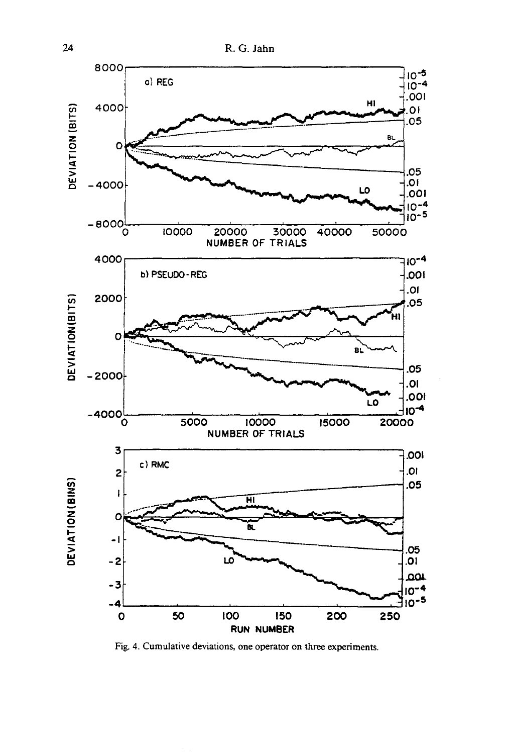Fig. 4. Cumulative deviations, one operator on three experiments.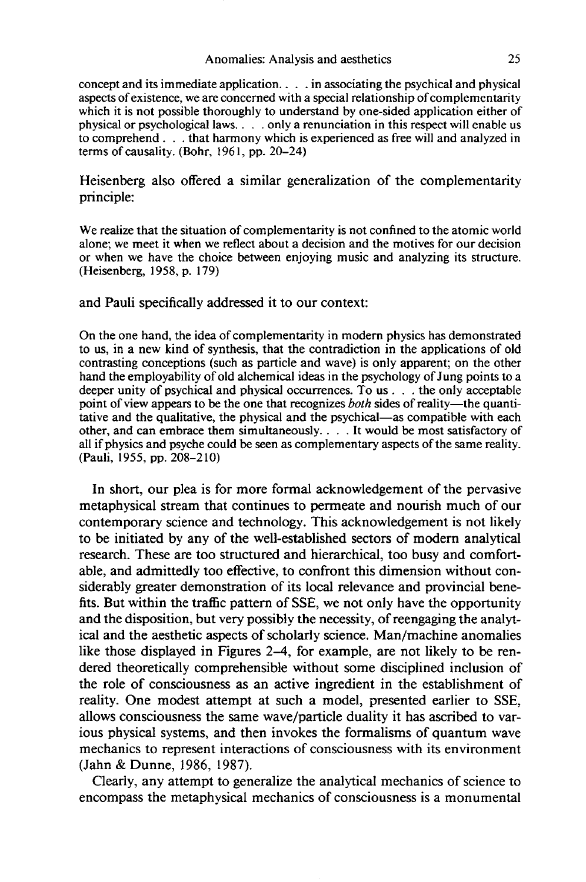> concept and its immediate application. . . . in associating the psychical and physical aspects of existence, we are concerned with a special relationship of complementarity which it is not possible thoroughly to understand by one-sided application either of physical or psychological laws. . . . only a renunciation in this respect will enable us to comprehend . . . that harmony which is experienced as free will and analyzed in terms of causality. (Bohr, 1961, pp. 20–24)

Heisenberg also offered a similar generalization of the complementarity principle:

> We realize that the situation of complementarity is not confined to the atomic world alone; we meet it when we reflect about a decision and the motives for our decision or when we have the choice between enjoying music and analyzing its structure. (Heisenberg, 1958, p. 179)

and Pauli specifically addressed it to our context:

> On the one hand, the idea of complementarity in modern physics has demonstrated to us, in a new kind of synthesis, that the contradiction in the applications of old contrasting conceptions (such as particle and wave) is only apparent; on the other hand the employability of old alchemical ideas in the psychology of Jung points to a deeper unity of psychical and physical occurrences. To us . . . the only acceptable point of view appears to be the one that recognizes *both* sides of reality—the quantitative and the qualitative, the physical and the psychical—as compatible with each other, and can embrace them simultaneously. . . . It would be most satisfactory of all if physics and psyche could be seen as complementary aspects of the same reality. (Pauli, 1955, pp. 208–210)

In short, our plea is for more formal acknowledgement of the pervasive metaphysical stream that continues to permeate and nourish much of our contemporary science and technology. This acknowledgement is not likely to be initiated by any of the well-established sectors of modern analytical research. These are too structured and hierarchical, too busy and comfortable, and admittedly too effective, to confront this dimension without considerably greater demonstration of its local relevance and provincial benefits. But within the traffic pattern of SSE, we not only have the opportunity and the disposition, but very possibly the necessity, of reengaging the analytical and the aesthetic aspects of scholarly science. Man/machine anomalies like those displayed in Figures 2–4, for example, are not likely to be rendered theoretically comprehensible without some disciplined inclusion of the role of consciousness as an active ingredient in the establishment of reality. One modest attempt at such a model, presented earlier to SSE, allows consciousness the same wave/particle duality it has ascribed to various physical systems, and then invokes the formalisms of quantum wave mechanics to represent interactions of consciousness with its environment (Jahn & Dunne, 1986, 1987).

Clearly, any attempt to generalize the analytical mechanics of science to encompass the metaphysical mechanics of consciousness is a monumental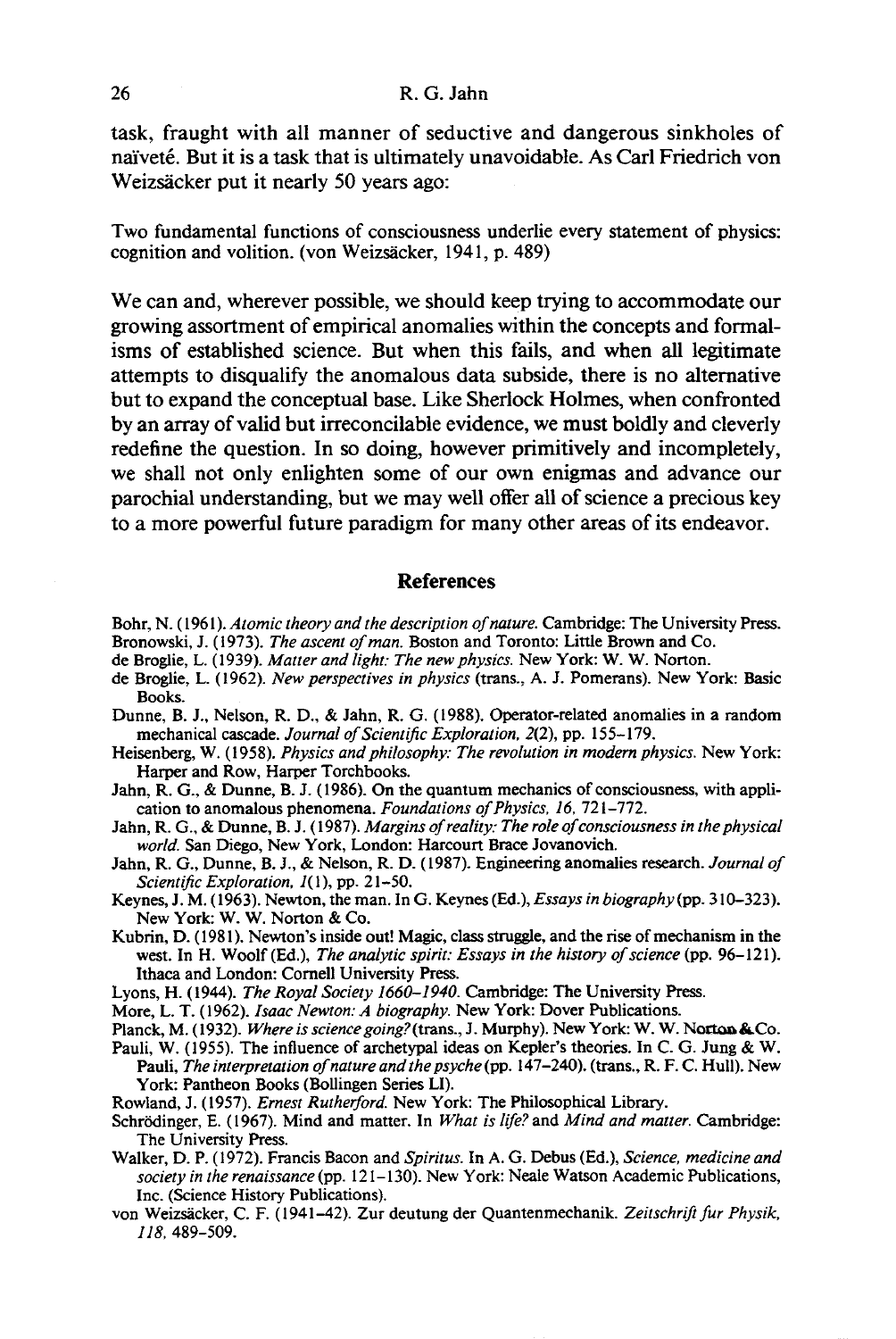task, fraught with all manner of seductive and dangerous sinkholes of naïveté. But it is a task that is ultimately unavoidable. As Carl Friedrich von Weizsäcker put it nearly 50 years ago:

> Two fundamental functions of consciousness underlie every statement of physics: cognition and volition. (von Weizsäcker, 1941, p. 489)

We can and, wherever possible, we should keep trying to accommodate our growing assortment of empirical anomalies within the concepts and formalisms of established science. But when this fails, and when all legitimate attempts to disqualify the anomalous data subside, there is no alternative but to expand the conceptual base. Like Sherlock Holmes, when confronted by an array of valid but irreconcilable evidence, we must boldly and cleverly redefine the question. In so doing, however primitively and incompletely, we shall not only enlighten some of our own enigmas and advance our parochial understanding, but we may well offer all of science a precious key to a more powerful future paradigm for many other areas of its endeavor.

## References

Bohr, N. (1961). *Atomic theory and the description of nature.* Cambridge: The University Press.

Bronowski, J. (1973). *The ascent of man.* Boston and Toronto: Little Brown and Co.

de Broglie, L. (1939). *Matter and light: The new physics.* New York: W. W. Norton.

de Broglie, L. (1962). *New perspectives in physics* (trans., A. J. Pomerans). New York: Basic Books.

Dunne, B. J., Nelson, R. D., & Jahn, R. G. (1988). Operator-related anomalies in a random mechanical cascade. *Journal of Scientific Exploration, 2*(2), pp. 155–179.

Heisenberg, W. (1958). *Physics and philosophy: The revolution in modern physics.* New York: Harper and Row, Harper Torchbooks.

Jahn, R. G., & Dunne, B. J. (1986). On the quantum mechanics of consciousness, with application to anomalous phenomena. *Foundations of Physics, 16,* 721–772.

Jahn, R. G., & Dunne, B. J. (1987). *Margins of reality: The role of consciousness in the physical world.* San Diego, New York, London: Harcourt Brace Jovanovich.

Jahn, R. G., Dunne, B. J., & Nelson, R. D. (1987). Engineering anomalies research. *Journal of Scientific Exploration, 1*(1), pp. 21–50.

Keynes, J. M. (1963). Newton, the man. In G. Keynes (Ed.), *Essays in biography* (pp. 310–323). New York: W. W. Norton & Co.

Kubrin, D. (1981). Newton's inside out! Magic, class struggle, and the rise of mechanism in the west. In H. Woolf (Ed.), *The analytic spirit: Essays in the history of science* (pp. 96–121). Ithaca and London: Cornell University Press.

Lyons, H. (1944). *The Royal Society 1660–1940.* Cambridge: The University Press.

More, L. T. (1962). *Isaac Newton: A biography.* New York: Dover Publications.

Planck, M. (1932). *Where is science going?* (trans., J. Murphy). New York: W. W. Norton & Co.

Pauli, W. (1955). The influence of archetypal ideas on Kepler's theories. In C. G. Jung & W. Pauli, *The interpretation of nature and the psyche* (pp. 147–240). (trans., R. F. C. Hull). New York: Pantheon Books (Bollingen Series LI).

Rowland, J. (1957). *Ernest Rutherford.* New York: The Philosophical Library.

Schrödinger, E. (1967). Mind and matter. In *What is life?* and *Mind and matter.* Cambridge: The University Press.

Walker, D. P. (1972). Francis Bacon and *Spiritus.* In A. G. Debus (Ed.), *Science, medicine and society in the renaissance* (pp. 121–130). New York: Neale Watson Academic Publications, Inc. (Science History Publications).

von Weizsäcker, C. F. (1941–42). Zur deutung der Quantenmechanik. *Zeitschrift fur Physik, 118,* 489–509.